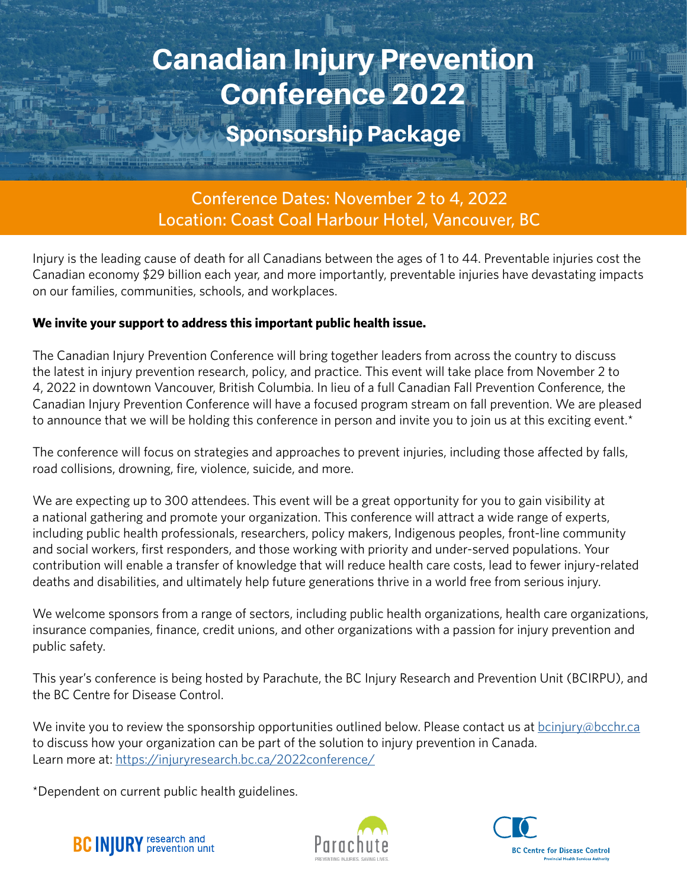# Canadian Injury Prevention Conference 2022

## Sponsorship Package

Conference Dates: November 2 to 4, 2022
Location: Coast Coal Harbour Hotel, Vancouver, BC

Injury is the leading cause of death for all Canadians between the ages of 1 to 44. Preventable injuries cost the Canadian economy $29 billion each year, and more importantly, preventable injuries have devastating impacts on our families, communities, schools, and workplaces.

**We invite your support to address this important public health issue.**

The Canadian Injury Prevention Conference will bring together leaders from across the country to discuss the latest in injury prevention research, policy, and practice. This event will take place from November 2 to 4, 2022 in downtown Vancouver, British Columbia. In lieu of a full Canadian Fall Prevention Conference, the Canadian Injury Prevention Conference will have a focused program stream on fall prevention. We are pleased to announce that we will be holding this conference in person and invite you to join us at this exciting event.*

The conference will focus on strategies and approaches to prevent injuries, including those affected by falls, road collisions, drowning, fire, violence, suicide, and more.

We are expecting up to 300 attendees. This event will be a great opportunity for you to gain visibility at a national gathering and promote your organization. This conference will attract a wide range of experts, including public health professionals, researchers, policy makers, Indigenous peoples, front-line community and social workers, first responders, and those working with priority and under-served populations. Your contribution will enable a transfer of knowledge that will reduce health care costs, lead to fewer injury-related deaths and disabilities, and ultimately help future generations thrive in a world free from serious injury.

We welcome sponsors from a range of sectors, including public health organizations, health care organizations, insurance companies, finance, credit unions, and other organizations with a passion for injury prevention and public safety.

This year's conference is being hosted by Parachute, the BC Injury Research and Prevention Unit (BCIRPU), and the BC Centre for Disease Control.

We invite you to review the sponsorship opportunities outlined below. Please contact us at bcinjury@bcchr.ca to discuss how your organization can be part of the solution to injury prevention in Canada.
Learn more at: https://injuryresearch.bc.ca/2022conference/

*Dependent on current public health guidelines.

BC INJURY research and prevention unit

Parachute
PREVENTING INJURIES. SAVING LIVES.

BC Centre for Disease Control
Provincial Health Services Authority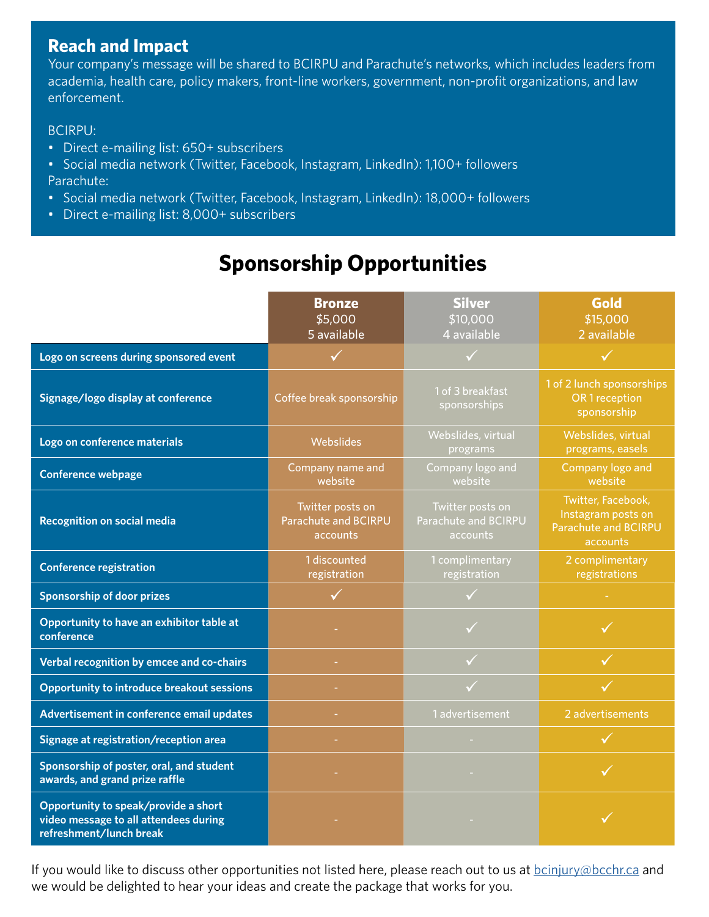## Reach and Impact

Your company's message will be shared to BCIRPU and Parachute's networks, which includes leaders from academia, health care, policy makers, front-line workers, government, non-profit organizations, and law enforcement.

BCIRPU:

- Direct e-mailing list: 650+ subscribers
- Social media network (Twitter, Facebook, Instagram, LinkedIn): 1,100+ followers

Parachute:

- Social media network (Twitter, Facebook, Instagram, LinkedIn): 18,000+ followers
- Direct e-mailing list: 8,000+ subscribers

# Sponsorship Opportunities

| | **Bronze** $5,000 5 available | **Silver** $10,000 4 available | **Gold** $15,000 2 available |
|---|---|---|---|
| **Logo on screens during sponsored event** | ✓ | ✓ | ✓ |
| **Signage/logo display at conference** | Coffee break sponsorship | 1 of 3 breakfast sponsorships | 1 of 2 lunch sponsorships OR 1 reception sponsorship |
| **Logo on conference materials** | Webslides | Webslides, virtual programs | Webslides, virtual programs, easels |
| **Conference webpage** | Company name and website | Company logo and website | Company logo and website |
| **Recognition on social media** | Twitter posts on Parachute and BCIRPU accounts | Twitter posts on Parachute and BCIRPU accounts | Twitter, Facebook, Instagram posts on Parachute and BCIRPU accounts |
| **Conference registration** | 1 discounted registration | 1 complimentary registration | 2 complimentary registrations |
| **Sponsorship of door prizes** | ✓ | ✓ | - |
| **Opportunity to have an exhibitor table at conference** | - | ✓ | ✓ |
| **Verbal recognition by emcee and co-chairs** | - | ✓ | ✓ |
| **Opportunity to introduce breakout sessions** | - | ✓ | ✓ |
| **Advertisement in conference email updates** | - | 1 advertisement | 2 advertisements |
| **Signage at registration/reception area** | - | - | ✓ |
| **Sponsorship of poster, oral, and student awards, and grand prize raffle** | - | - | ✓ |
| **Opportunity to speak/provide a short video message to all attendees during refreshment/lunch break** | - | - | ✓ |

If you would like to discuss other opportunities not listed here, please reach out to us at bcinjury@bcchr.ca and we would be delighted to hear your ideas and create the package that works for you.